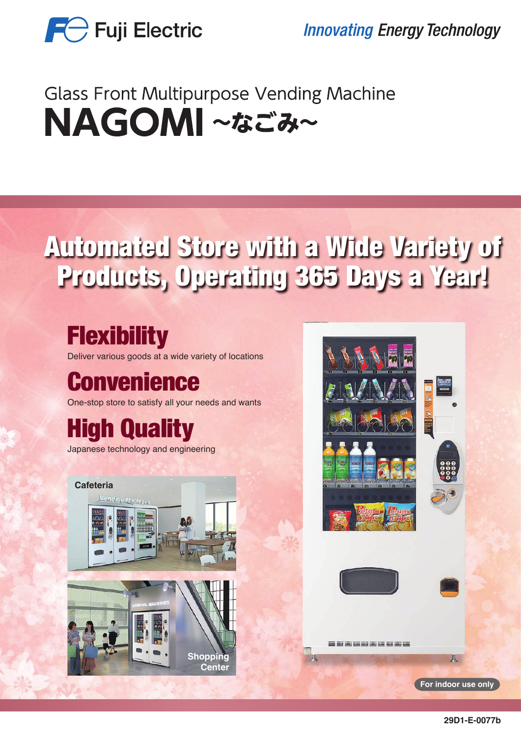Fuji Electric

*Innovating Energy Technology*

Glass Front Multipurpose Vending Machine

# NAGOMI ~なごみ~

## Automated Store with a Wide Variety of Products, Operating 365 Days a Year!

### Flexibility

Deliver various goods at a wide variety of locations

### Convenience

One-stop store to satisfy all your needs and wants

### High Quality

Japanese technology and engineering

Cafeteria

Shopping Center

For indoor use only

29D1-E-0077b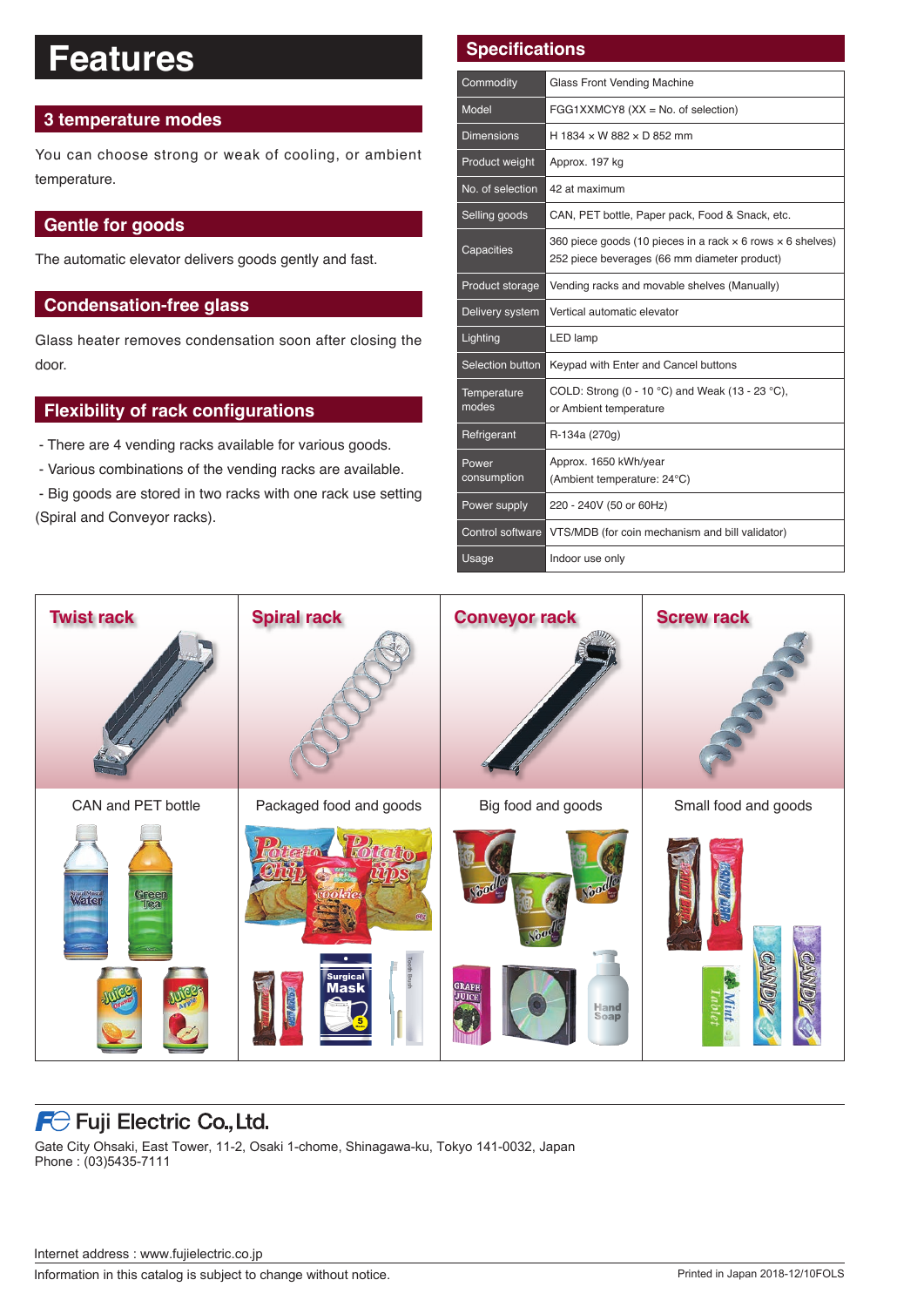# Features

## 3 temperature modes

You can choose strong or weak of cooling, or ambient temperature.

## Gentle for goods

The automatic elevator delivers goods gently and fast.

## Condensation-free glass

Glass heater removes condensation soon after closing the door.

## Flexibility of rack configurations

- There are 4 vending racks available for various goods.
- Various combinations of the vending racks are available.
- Big goods are stored in two racks with one rack use setting (Spiral and Conveyor racks).

## Specifications

| | |
|---|---|
| Commodity | Glass Front Vending Machine |
| Model | FGG1XXMCY8 (XX = No. of selection) |
| Dimensions | H 1834 × W 882 × D 852 mm |
| Product weight | Approx. 197 kg |
| No. of selection | 42 at maximum |
| Selling goods | CAN, PET bottle, Paper pack, Food & Snack, etc. |
| Capacities | 360 piece goods (10 pieces in a rack × 6 rows × 6 shelves)<br>252 piece beverages (66 mm diameter product) |
| Product storage | Vending racks and movable shelves (Manually) |
| Delivery system | Vertical automatic elevator |
| Lighting | LED lamp |
| Selection button | Keypad with Enter and Cancel buttons |
| Temperature modes | COLD: Strong (0 - 10 °C) and Weak (13 - 23 °C),<br>or Ambient temperature |
| Refrigerant | R-134a (270g) |
| Power consumption | Approx. 1650 kWh/year<br>(Ambient temperature: 24°C) |
| Power supply | 220 - 240V (50 or 60Hz) |
| Control software | VTS/MDB (for coin mechanism and bill validator) |
| Usage | Indoor use only |

| Twist rack | Spiral rack | Conveyor rack | Screw rack |
|---|---|---|---|
| CAN and PET bottle | Packaged food and goods | Big food and goods | Small food and goods |

**Fuji Electric Co., Ltd.**

Gate City Ohsaki, East Tower, 11-2, Osaki 1-chome, Shinagawa-ku, Tokyo 141-0032, Japan
Phone : (03)5435-7111

Internet address : www.fujielectric.co.jp

Information in this catalog is subject to change without notice.

Printed in Japan 2018-12/10FOLS